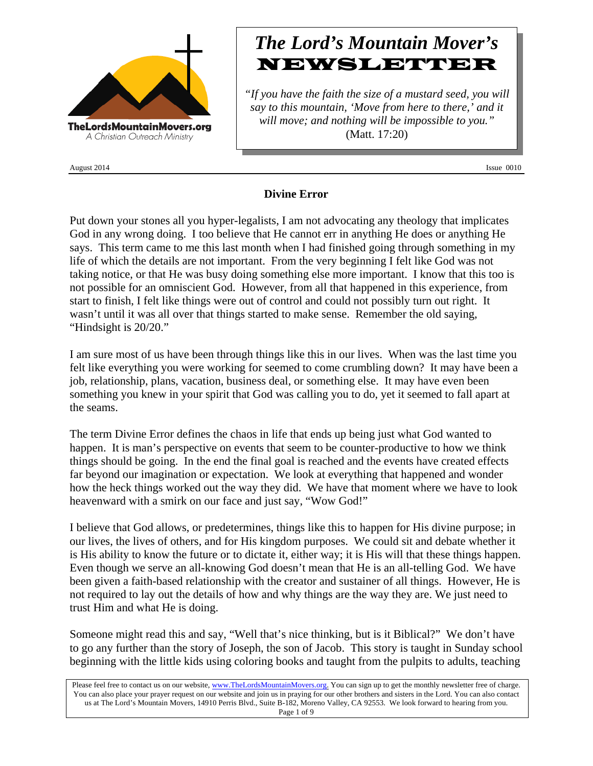TheLordsMountainMovers.org
A Christian Outreach Ministry

# *The Lord's Mountain Mover's* NEWSLETTER

*"If you have the faith the size of a mustard seed, you will say to this mountain, 'Move from here to there,' and it will move; and nothing will be impossible to you."* (Matt. 17:20)

August 2014 Issue 0010

## Divine Error

Put down your stones all you hyper-legalists, I am not advocating any theology that implicates God in any wrong doing. I too believe that He cannot err in anything He does or anything He says. This term came to me this last month when I had finished going through something in my life of which the details are not important. From the very beginning I felt like God was not taking notice, or that He was busy doing something else more important. I know that this too is not possible for an omniscient God. However, from all that happened in this experience, from start to finish, I felt like things were out of control and could not possibly turn out right. It wasn't until it was all over that things started to make sense. Remember the old saying, "Hindsight is 20/20."

I am sure most of us have been through things like this in our lives. When was the last time you felt like everything you were working for seemed to come crumbling down? It may have been a job, relationship, plans, vacation, business deal, or something else. It may have even been something you knew in your spirit that God was calling you to do, yet it seemed to fall apart at the seams.

The term Divine Error defines the chaos in life that ends up being just what God wanted to happen. It is man's perspective on events that seem to be counter-productive to how we think things should be going. In the end the final goal is reached and the events have created effects far beyond our imagination or expectation. We look at everything that happened and wonder how the heck things worked out the way they did. We have that moment where we have to look heavenward with a smirk on our face and just say, "Wow God!"

I believe that God allows, or predetermines, things like this to happen for His divine purpose; in our lives, the lives of others, and for His kingdom purposes. We could sit and debate whether it is His ability to know the future or to dictate it, either way; it is His will that these things happen. Even though we serve an all-knowing God doesn't mean that He is an all-telling God. We have been given a faith-based relationship with the creator and sustainer of all things. However, He is not required to lay out the details of how and why things are the way they are. We just need to trust Him and what He is doing.

Someone might read this and say, "Well that's nice thinking, but is it Biblical?" We don't have to go any further than the story of Joseph, the son of Jacob. This story is taught in Sunday school beginning with the little kids using coloring books and taught from the pulpits to adults, teaching

Please feel free to contact us on our website, www.TheLordsMountainMovers.org. You can sign up to get the monthly newsletter free of charge. You can also place your prayer request on our website and join us in praying for our other brothers and sisters in the Lord. You can also contact us at The Lord's Mountain Movers, 14910 Perris Blvd., Suite B-182, Moreno Valley, CA 92553. We look forward to hearing from you.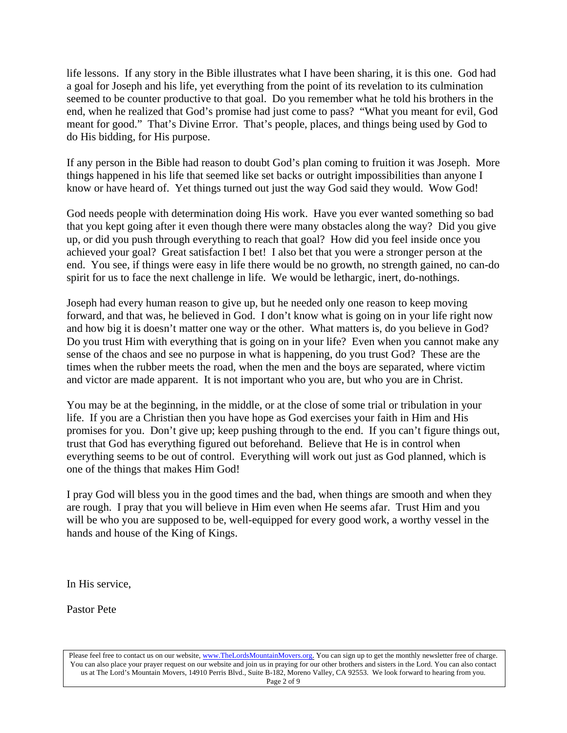life lessons. If any story in the Bible illustrates what I have been sharing, it is this one. God had a goal for Joseph and his life, yet everything from the point of its revelation to its culmination seemed to be counter productive to that goal. Do you remember what he told his brothers in the end, when he realized that God's promise had just come to pass? "What you meant for evil, God meant for good." That's Divine Error. That's people, places, and things being used by God to do His bidding, for His purpose.

If any person in the Bible had reason to doubt God's plan coming to fruition it was Joseph. More things happened in his life that seemed like set backs or outright impossibilities than anyone I know or have heard of. Yet things turned out just the way God said they would. Wow God!

God needs people with determination doing His work. Have you ever wanted something so bad that you kept going after it even though there were many obstacles along the way? Did you give up, or did you push through everything to reach that goal? How did you feel inside once you achieved your goal? Great satisfaction I bet! I also bet that you were a stronger person at the end. You see, if things were easy in life there would be no growth, no strength gained, no can-do spirit for us to face the next challenge in life. We would be lethargic, inert, do-nothings.

Joseph had every human reason to give up, but he needed only one reason to keep moving forward, and that was, he believed in God. I don't know what is going on in your life right now and how big it is doesn't matter one way or the other. What matters is, do you believe in God? Do you trust Him with everything that is going on in your life? Even when you cannot make any sense of the chaos and see no purpose in what is happening, do you trust God? These are the times when the rubber meets the road, when the men and the boys are separated, where victim and victor are made apparent. It is not important who you are, but who you are in Christ.

You may be at the beginning, in the middle, or at the close of some trial or tribulation in your life. If you are a Christian then you have hope as God exercises your faith in Him and His promises for you. Don't give up; keep pushing through to the end. If you can't figure things out, trust that God has everything figured out beforehand. Believe that He is in control when everything seems to be out of control. Everything will work out just as God planned, which is one of the things that makes Him God!

I pray God will bless you in the good times and the bad, when things are smooth and when they are rough. I pray that you will believe in Him even when He seems afar. Trust Him and you will be who you are supposed to be, well-equipped for every good work, a worthy vessel in the hands and house of the King of Kings.

In His service,

Pastor Pete

Please feel free to contact us on our website, www.TheLordsMountainMovers.org. You can sign up to get the monthly newsletter free of charge. You can also place your prayer request on our website and join us in praying for our other brothers and sisters in the Lord. You can also contact us at The Lord's Mountain Movers, 14910 Perris Blvd., Suite B-182, Moreno Valley, CA 92553. We look forward to hearing from you.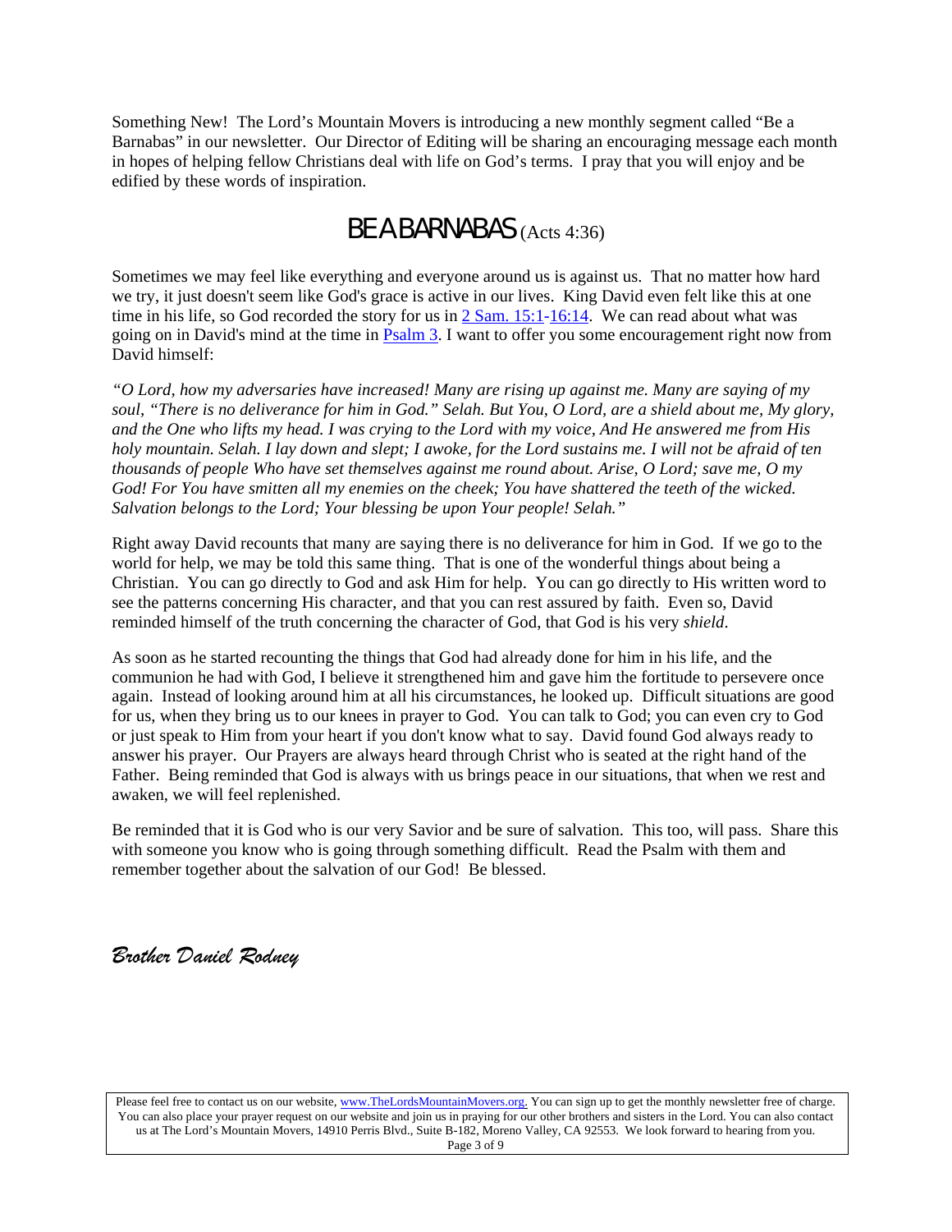Something New! The Lord's Mountain Movers is introducing a new monthly segment called "Be a Barnabas" in our newsletter. Our Director of Editing will be sharing an encouraging message each month in hopes of helping fellow Christians deal with life on God's terms. I pray that you will enjoy and be edified by these words of inspiration.

# BE A BARNABAS (Acts 4:36)

Sometimes we may feel like everything and everyone around us is against us. That no matter how hard we try, it just doesn't seem like God's grace is active in our lives. King David even felt like this at one time in his life, so God recorded the story for us in 2 Sam. 15:1-16:14. We can read about what was going on in David's mind at the time in Psalm 3. I want to offer you some encouragement right now from David himself:

*"O Lord, how my adversaries have increased! Many are rising up against me. Many are saying of my soul, "There is no deliverance for him in God." Selah. But You, O Lord, are a shield about me, My glory, and the One who lifts my head. I was crying to the Lord with my voice, And He answered me from His holy mountain. Selah. I lay down and slept; I awoke, for the Lord sustains me. I will not be afraid of ten thousands of people Who have set themselves against me round about. Arise, O Lord; save me, O my God! For You have smitten all my enemies on the cheek; You have shattered the teeth of the wicked. Salvation belongs to the Lord; Your blessing be upon Your people! Selah."*

Right away David recounts that many are saying there is no deliverance for him in God. If we go to the world for help, we may be told this same thing. That is one of the wonderful things about being a Christian. You can go directly to God and ask Him for help. You can go directly to His written word to see the patterns concerning His character, and that you can rest assured by faith. Even so, David reminded himself of the truth concerning the character of God, that God is his very *shield*.

As soon as he started recounting the things that God had already done for him in his life, and the communion he had with God, I believe it strengthened him and gave him the fortitude to persevere once again. Instead of looking around him at all his circumstances, he looked up. Difficult situations are good for us, when they bring us to our knees in prayer to God. You can talk to God; you can even cry to God or just speak to Him from your heart if you don't know what to say. David found God always ready to answer his prayer. Our Prayers are always heard through Christ who is seated at the right hand of the Father. Being reminded that God is always with us brings peace in our situations, that when we rest and awaken, we will feel replenished.

Be reminded that it is God who is our very Savior and be sure of salvation. This too, will pass. Share this with someone you know who is going through something difficult. Read the Psalm with them and remember together about the salvation of our God! Be blessed.

*Brother Daniel Rodney*

Please feel free to contact us on our website, www.TheLordsMountainMovers.org. You can sign up to get the monthly newsletter free of charge. You can also place your prayer request on our website and join us in praying for our other brothers and sisters in the Lord. You can also contact us at The Lord's Mountain Movers, 14910 Perris Blvd., Suite B-182, Moreno Valley, CA 92553. We look forward to hearing from you.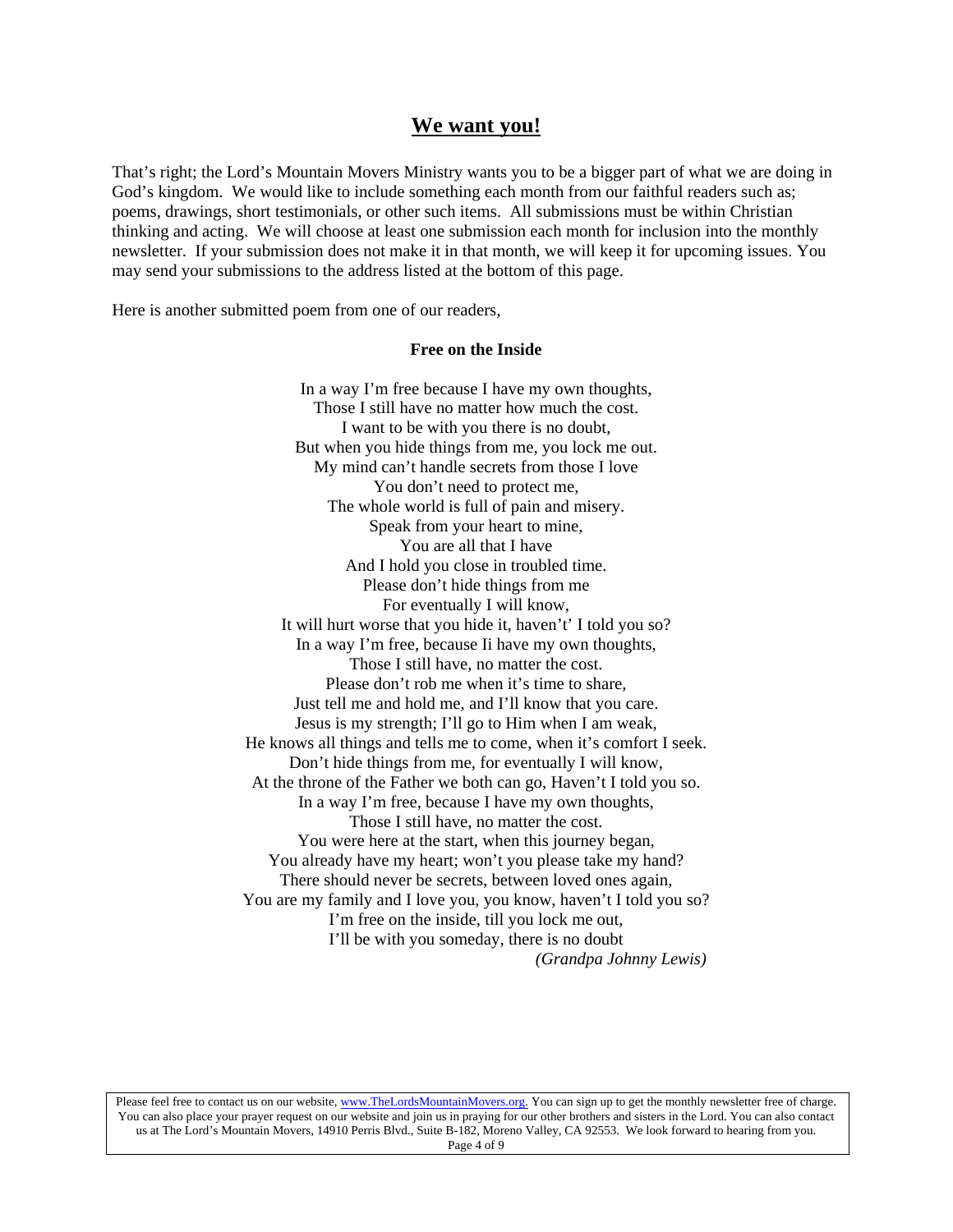## We want you!

That's right; the Lord's Mountain Movers Ministry wants you to be a bigger part of what we are doing in God's kingdom. We would like to include something each month from our faithful readers such as; poems, drawings, short testimonials, or other such items. All submissions must be within Christian thinking and acting. We will choose at least one submission each month for inclusion into the monthly newsletter. If your submission does not make it in that month, we will keep it for upcoming issues. You may send your submissions to the address listed at the bottom of this page.

Here is another submitted poem from one of our readers,

**Free on the Inside**

In a way I'm free because I have my own thoughts,
Those I still have no matter how much the cost.
I want to be with you there is no doubt,
But when you hide things from me, you lock me out.
My mind can't handle secrets from those I love
You don't need to protect me,
The whole world is full of pain and misery.
Speak from your heart to mine,
You are all that I have
And I hold you close in troubled time.
Please don't hide things from me
For eventually I will know,
It will hurt worse that you hide it, haven't' I told you so?
In a way I'm free, because Ii have my own thoughts,
Those I still have, no matter the cost.
Please don't rob me when it's time to share,
Just tell me and hold me, and I'll know that you care.
Jesus is my strength; I'll go to Him when I am weak,
He knows all things and tells me to come, when it's comfort I seek.
Don't hide things from me, for eventually I will know,
At the throne of the Father we both can go, Haven't I told you so.
In a way I'm free, because I have my own thoughts,
Those I still have, no matter the cost.
You were here at the start, when this journey began,
You already have my heart; won't you please take my hand?
There should never be secrets, between loved ones again,
You are my family and I love you, you know, haven't I told you so?
I'm free on the inside, till you lock me out,
I'll be with you someday, there is no doubt

*(Grandpa Johnny Lewis)*

Please feel free to contact us on our website, www.TheLordsMountainMovers.org. You can sign up to get the monthly newsletter free of charge. You can also place your prayer request on our website and join us in praying for our other brothers and sisters in the Lord. You can also contact us at The Lord's Mountain Movers, 14910 Perris Blvd., Suite B-182, Moreno Valley, CA 92553. We look forward to hearing from you.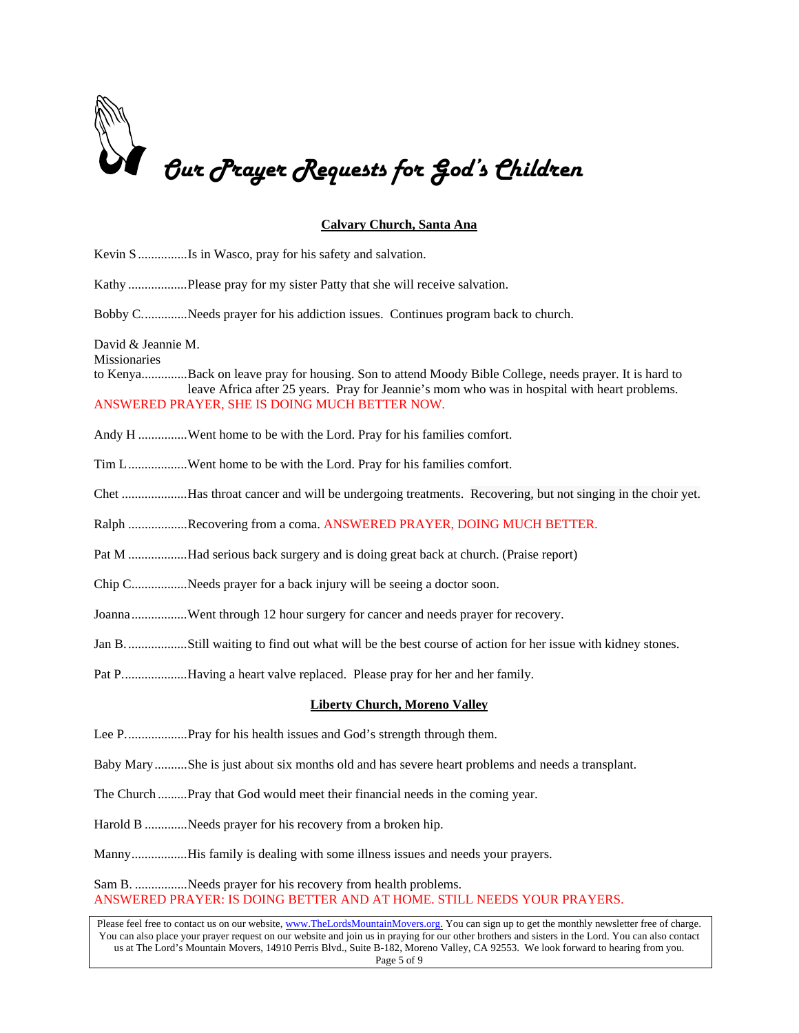# *Our Prayer Requests for God's Children*

## Calvary Church, Santa Ana

Kevin S...............Is in Wasco, pray for his safety and salvation.

Kathy ..................Please pray for my sister Patty that she will receive salvation.

Bobby C..............Needs prayer for his addiction issues. Continues program back to church.

David & Jeannie M.
Missionaries
to Kenya..............Back on leave pray for housing. Son to attend Moody Bible College, needs prayer. It is hard to leave Africa after 25 years. Pray for Jeannie's mom who was in hospital with heart problems.
ANSWERED PRAYER, SHE IS DOING MUCH BETTER NOW.

Andy H ...............Went home to be with the Lord. Pray for his families comfort.

Tim L..................Went home to be with the Lord. Pray for his families comfort.

Chet ....................Has throat cancer and will be undergoing treatments. Recovering, but not singing in the choir yet.

Ralph ..................Recovering from a coma. ANSWERED PRAYER, DOING MUCH BETTER.

Pat M ..................Had serious back surgery and is doing great back at church. (Praise report)

Chip C.................Needs prayer for a back injury will be seeing a doctor soon.

Joanna.................Went through 12 hour surgery for cancer and needs prayer for recovery.

Jan B...................Still waiting to find out what will be the best course of action for her issue with kidney stones.

Pat P....................Having a heart valve replaced. Please pray for her and her family.

## Liberty Church, Moreno Valley

Lee P...................Pray for his health issues and God's strength through them.

Baby Mary..........She is just about six months old and has severe heart problems and needs a transplant.

The Church.........Pray that God would meet their financial needs in the coming year.

Harold B .............Needs prayer for his recovery from a broken hip.

Manny.................His family is dealing with some illness issues and needs your prayers.

Sam B. ................Needs prayer for his recovery from health problems.
ANSWERED PRAYER: IS DOING BETTER AND AT HOME. STILL NEEDS YOUR PRAYERS.

Please feel free to contact us on our website, www.TheLordsMountainMovers.org. You can sign up to get the monthly newsletter free of charge. You can also place your prayer request on our website and join us in praying for our other brothers and sisters in the Lord. You can also contact us at The Lord's Mountain Movers, 14910 Perris Blvd., Suite B-182, Moreno Valley, CA 92553. We look forward to hearing from you.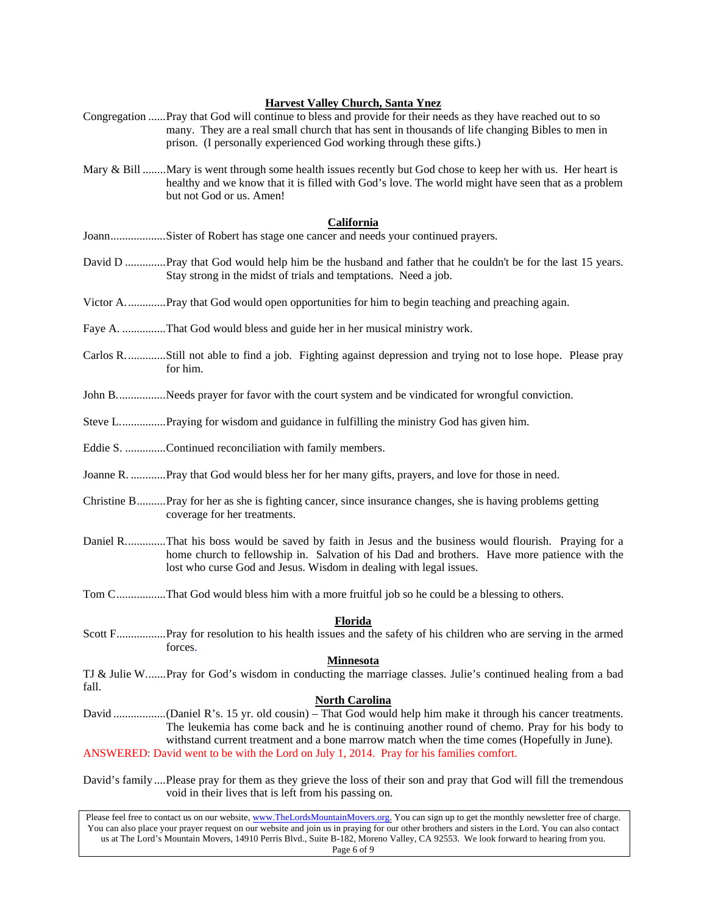## Harvest Valley Church, Santa Ynez

Congregation ......Pray that God will continue to bless and provide for their needs as they have reached out to so many. They are a real small church that has sent in thousands of life changing Bibles to men in prison. (I personally experienced God working through these gifts.)

Mary & Bill ........Mary is went through some health issues recently but God chose to keep her with us. Her heart is healthy and we know that it is filled with God's love. The world might have seen that as a problem but not God or us. Amen!

## California

Joann...................Sister of Robert has stage one cancer and needs your continued prayers.

David D ..............Pray that God would help him be the husband and father that he couldn't be for the last 15 years. Stay strong in the midst of trials and temptations. Need a job.

Victor A. ............Pray that God would open opportunities for him to begin teaching and preaching again.

Faye A. ...............That God would bless and guide her in her musical ministry work.

Carlos R. ............Still not able to find a job. Fighting against depression and trying not to lose hope. Please pray for him.

John B. ...............Needs prayer for favor with the court system and be vindicated for wrongful conviction.

Steve L. ..............Praying for wisdom and guidance in fulfilling the ministry God has given him.

Eddie S. ..............Continued reconciliation with family members.

Joanne R. ............Pray that God would bless her for her many gifts, prayers, and love for those in need.

Christine B..........Pray for her as she is fighting cancer, since insurance changes, she is having problems getting coverage for her treatments.

Daniel R. ............That his boss would be saved by faith in Jesus and the business would flourish. Praying for a home church to fellowship in. Salvation of his Dad and brothers. Have more patience with the lost who curse God and Jesus. Wisdom in dealing with legal issues.

Tom C.................That God would bless him with a more fruitful job so he could be a blessing to others.

## Florida

Scott F.................Pray for resolution to his health issues and the safety of his children who are serving in the armed forces.

## Minnesota

TJ & Julie W.......Pray for God's wisdom in conducting the marriage classes. Julie's continued healing from a bad fall.

## North Carolina

David ..................(Daniel R's. 15 yr. old cousin) – That God would help him make it through his cancer treatments. The leukemia has come back and he is continuing another round of chemo. Pray for his body to withstand current treatment and a bone marrow match when the time comes (Hopefully in June).

ANSWERED: David went to be with the Lord on July 1, 2014. Pray for his families comfort.

David's family....Please pray for them as they grieve the loss of their son and pray that God will fill the tremendous void in their lives that is left from his passing on.

Please feel free to contact us on our website, www.TheLordsMountainMovers.org. You can sign up to get the monthly newsletter free of charge. You can also place your prayer request on our website and join us in praying for our other brothers and sisters in the Lord. You can also contact us at The Lord's Mountain Movers, 14910 Perris Blvd., Suite B-182, Moreno Valley, CA 92553. We look forward to hearing from you.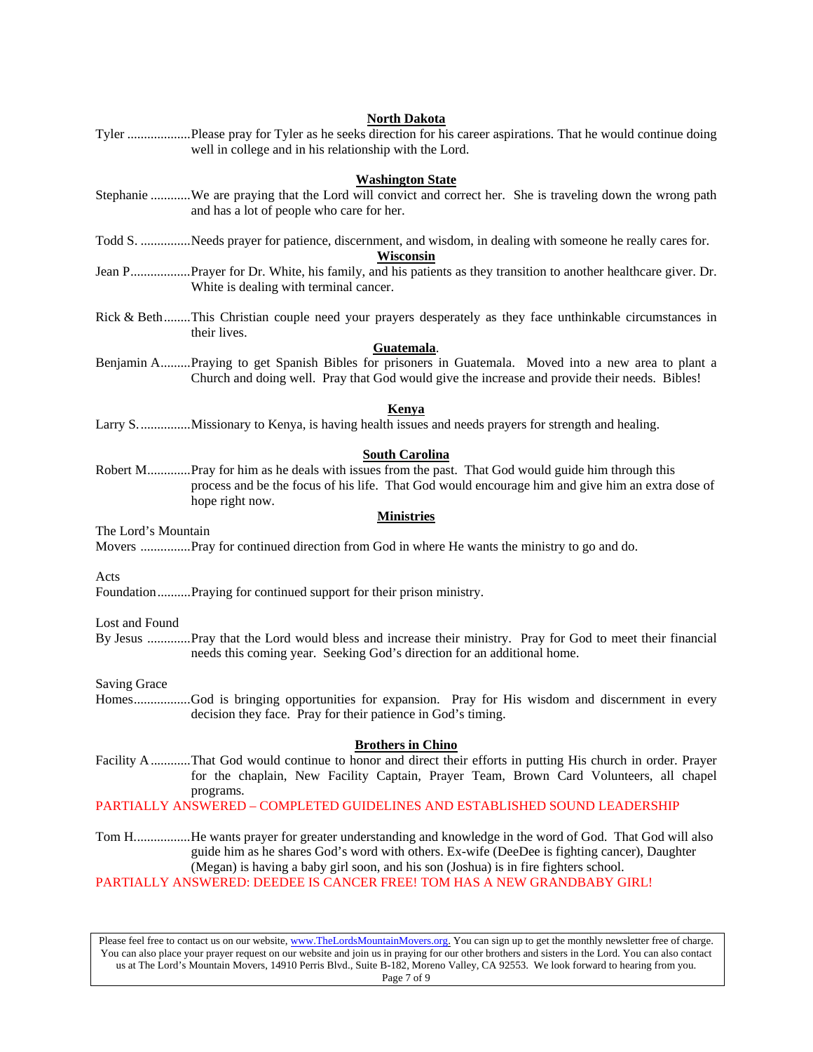## North Dakota

Tyler ...................Please pray for Tyler as he seeks direction for his career aspirations. That he would continue doing well in college and in his relationship with the Lord.

## Washington State

Stephanie ............We are praying that the Lord will convict and correct her. She is traveling down the wrong path and has a lot of people who care for her.

Todd S. ...............Needs prayer for patience, discernment, and wisdom, in dealing with someone he really cares for.

## Wisconsin

Jean P..................Prayer for Dr. White, his family, and his patients as they transition to another healthcare giver. Dr. White is dealing with terminal cancer.

Rick & Beth........This Christian couple need your prayers desperately as they face unthinkable circumstances in their lives.

## Guatemala.

Benjamin A.........Praying to get Spanish Bibles for prisoners in Guatemala. Moved into a new area to plant a Church and doing well. Pray that God would give the increase and provide their needs. Bibles!

## Kenya

Larry S................Missionary to Kenya, is having health issues and needs prayers for strength and healing.

## South Carolina

Robert M.............Pray for him as he deals with issues from the past. That God would guide him through this process and be the focus of his life. That God would encourage him and give him an extra dose of hope right now.

## Ministries

The Lord's Mountain Movers ...............Pray for continued direction from God in where He wants the ministry to go and do.

Acts Foundation..........Praying for continued support for their prison ministry.

Lost and Found By Jesus .............Pray that the Lord would bless and increase their ministry. Pray for God to meet their financial needs this coming year. Seeking God's direction for an additional home.

Saving Grace Homes.................God is bringing opportunities for expansion. Pray for His wisdom and discernment in every decision they face. Pray for their patience in God's timing.

## Brothers in Chino

Facility A ............That God would continue to honor and direct their efforts in putting His church in order. Prayer for the chaplain, New Facility Captain, Prayer Team, Brown Card Volunteers, all chapel programs.

PARTIALLY ANSWERED – COMPLETED GUIDELINES AND ESTABLISHED SOUND LEADERSHIP

Tom H.................He wants prayer for greater understanding and knowledge in the word of God. That God will also guide him as he shares God's word with others. Ex-wife (DeeDee is fighting cancer), Daughter (Megan) is having a baby girl soon, and his son (Joshua) is in fire fighters school.

PARTIALLY ANSWERED: DEEDEE IS CANCER FREE! TOM HAS A NEW GRANDBABY GIRL!

Please feel free to contact us on our website, www.TheLordsMountainMovers.org. You can sign up to get the monthly newsletter free of charge. You can also place your prayer request on our website and join us in praying for our other brothers and sisters in the Lord. You can also contact us at The Lord's Mountain Movers, 14910 Perris Blvd., Suite B-182, Moreno Valley, CA 92553. We look forward to hearing from you.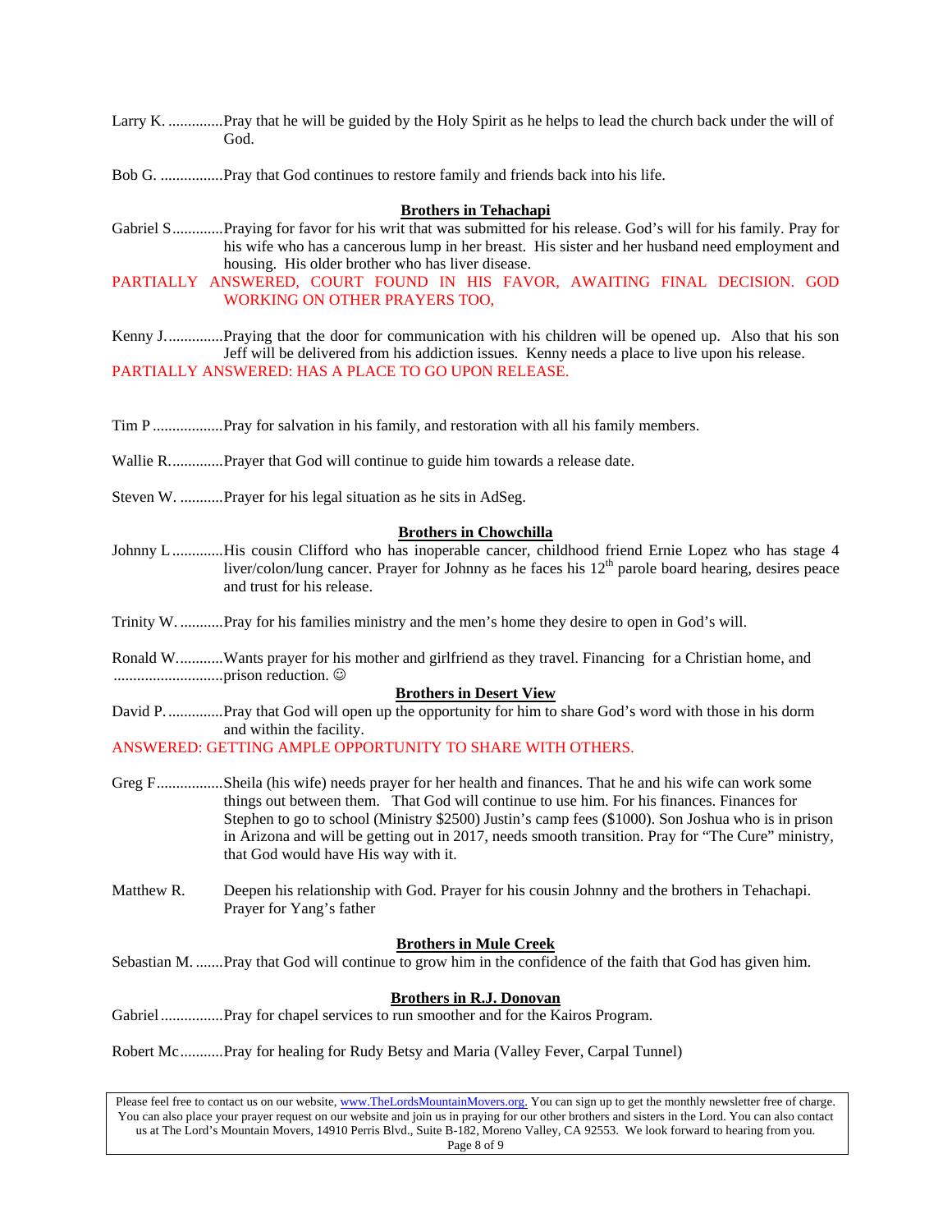Larry K. ..............Pray that he will be guided by the Holy Spirit as he helps to lead the church back under the will of God.

Bob G. ................Pray that God continues to restore family and friends back into his life.

### Brothers in Tehachapi

Gabriel S.............Praying for favor for his writ that was submitted for his release. God's will for his family. Pray for his wife who has a cancerous lump in her breast. His sister and her husband need employment and housing. His older brother who has liver disease.
PARTIALLY ANSWERED, COURT FOUND IN HIS FAVOR, AWAITING FINAL DECISION. GOD WORKING ON OTHER PRAYERS TOO,

Kenny J...............Praying that the door for communication with his children will be opened up. Also that his son Jeff will be delivered from his addiction issues. Kenny needs a place to live upon his release.
PARTIALLY ANSWERED: HAS A PLACE TO GO UPON RELEASE.

Tim P ..................Pray for salvation in his family, and restoration with all his family members.

Wallie R..............Prayer that God will continue to guide him towards a release date.

Steven W. ...........Prayer for his legal situation as he sits in AdSeg.

### Brothers in Chowchilla

Johnny L .............His cousin Clifford who has inoperable cancer, childhood friend Ernie Lopez who has stage 4 liver/colon/lung cancer. Prayer for Johnny as he faces his 12th parole board hearing, desires peace and trust for his release.

Trinity W. ...........Pray for his families ministry and the men's home they desire to open in God's will.

Ronald W............Wants prayer for his mother and girlfriend as they travel. Financing for a Christian home, and ............................prison reduction. ☺

### Brothers in Desert View

David P...............Pray that God will open up the opportunity for him to share God's word with those in his dorm and within the facility.
ANSWERED: GETTING AMPLE OPPORTUNITY TO SHARE WITH OTHERS.

Greg F.................Sheila (his wife) needs prayer for her health and finances. That he and his wife can work some things out between them. That God will continue to use him. For his finances. Finances for Stephen to go to school (Ministry $2500) Justin's camp fees ($1000). Son Joshua who is in prison in Arizona and will be getting out in 2017, needs smooth transition. Pray for "The Cure" ministry, that God would have His way with it.

Matthew R. Deepen his relationship with God. Prayer for his cousin Johnny and the brothers in Tehachapi. Prayer for Yang's father

### Brothers in Mule Creek

Sebastian M. .......Pray that God will continue to grow him in the confidence of the faith that God has given him.

### Brothers in R.J. Donovan

Gabriel ................Pray for chapel services to run smoother and for the Kairos Program.

Robert Mc...........Pray for healing for Rudy Betsy and Maria (Valley Fever, Carpal Tunnel)

Please feel free to contact us on our website, www.TheLordsMountainMovers.org. You can sign up to get the monthly newsletter free of charge. You can also place your prayer request on our website and join us in praying for our other brothers and sisters in the Lord. You can also contact us at The Lord's Mountain Movers, 14910 Perris Blvd., Suite B-182, Moreno Valley, CA 92553. We look forward to hearing from you.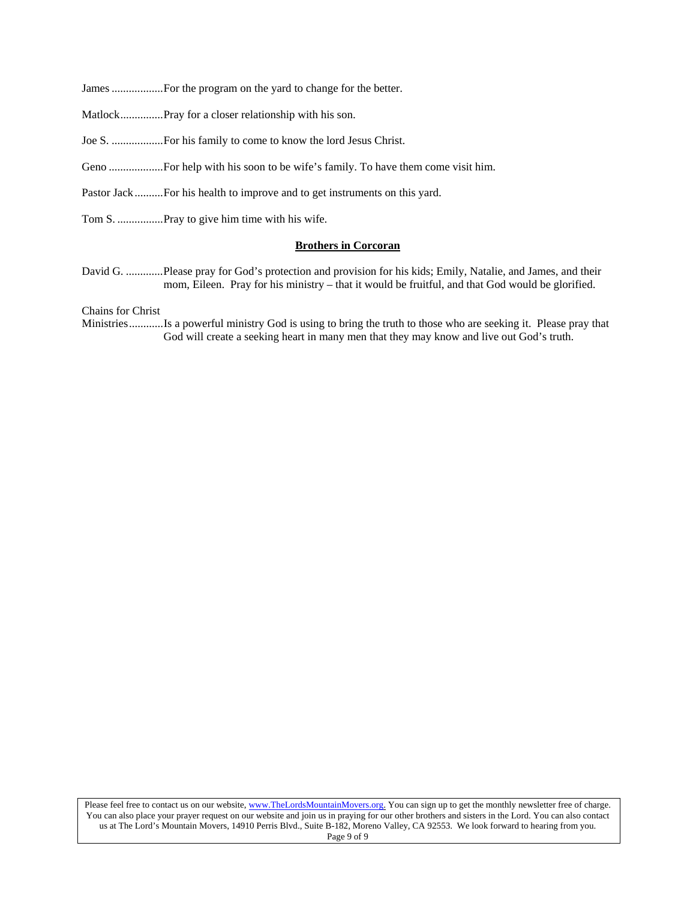James ..................For the program on the yard to change for the better.

Matlock...............Pray for a closer relationship with his son.

Joe S. ..................For his family to come to know the lord Jesus Christ.

Geno ...................For help with his soon to be wife's family. To have them come visit him.

Pastor Jack..........For his health to improve and to get instruments on this yard.

Tom S. ................Pray to give him time with his wife.

**Brothers in Corcoran**

David G. .............Please pray for God's protection and provision for his kids; Emily, Natalie, and James, and their mom, Eileen. Pray for his ministry – that it would be fruitful, and that God would be glorified.

Chains for Christ
Ministries............Is a powerful ministry God is using to bring the truth to those who are seeking it. Please pray that God will create a seeking heart in many men that they may know and live out God's truth.

Please feel free to contact us on our website, www.TheLordsMountainMovers.org. You can sign up to get the monthly newsletter free of charge. You can also place your prayer request on our website and join us in praying for our other brothers and sisters in the Lord. You can also contact us at The Lord's Mountain Movers, 14910 Perris Blvd., Suite B-182, Moreno Valley, CA 92553. We look forward to hearing from you.